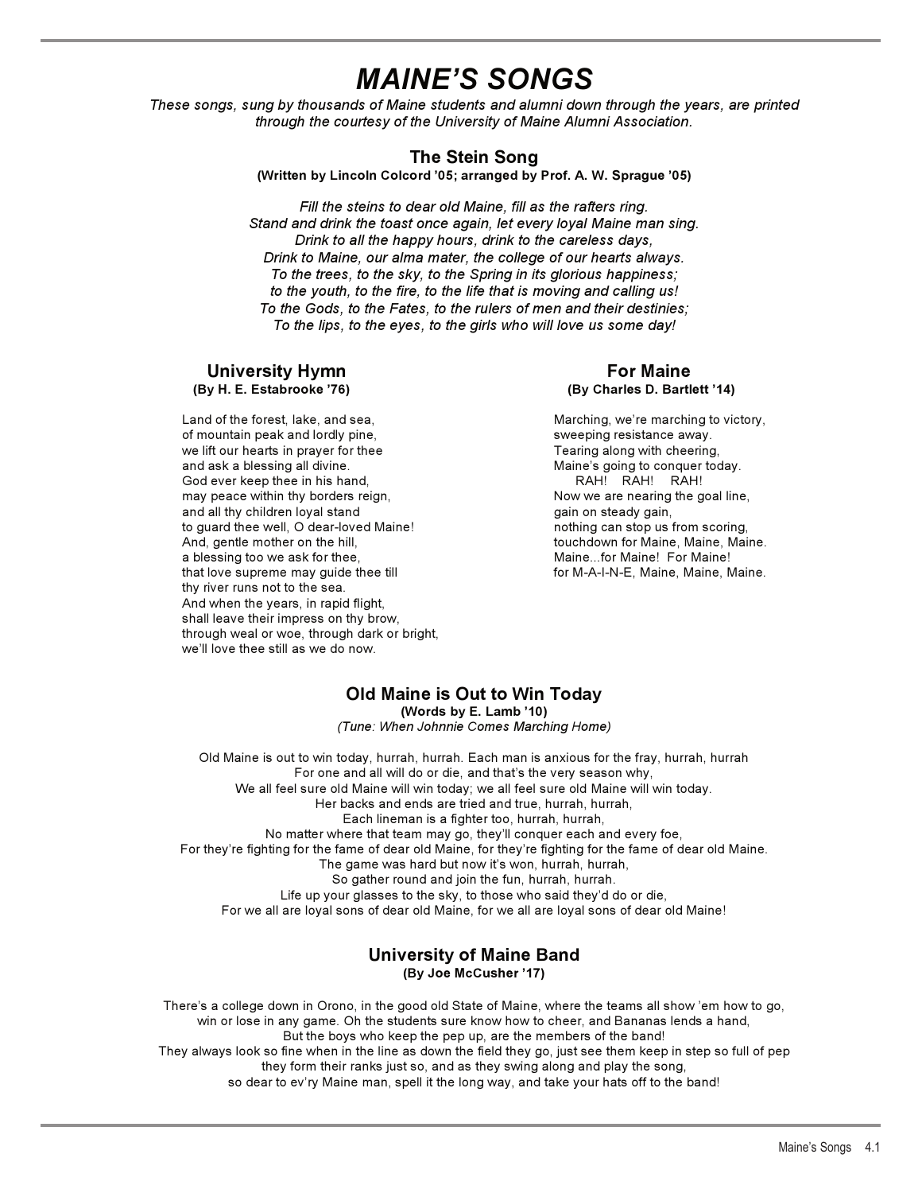# MAINE'S SONGS

*These songs, sung by thousands of Maine students and alumni down through the years, are printed through the courtesy of the University of Maine Alumni Association.*

## The Stein Song

**(Written by Lincoln Colcord '05; arranged by Prof. A. W. Sprague '05)**

*Fill the steins to dear old Maine, fill as the rafters ring.*
*Stand and drink the toast once again, let every loyal Maine man sing.*
*Drink to all the happy hours, drink to the careless days,*
*Drink to Maine, our alma mater, the college of our hearts always.*
*To the trees, to the sky, to the Spring in its glorious happiness;*
*to the youth, to the fire, to the life that is moving and calling us!*
*To the Gods, to the Fates, to the rulers of men and their destinies;*
*To the lips, to the eyes, to the girls who will love us some day!*

## University Hymn

**(By H. E. Estabrooke '76)**

Land of the forest, lake, and sea,
of mountain peak and lordly pine,
we lift our hearts in prayer for thee
and ask a blessing all divine.
God ever keep thee in his hand,
may peace within thy borders reign,
and all thy children loyal stand
to guard thee well, O dear-loved Maine!
And, gentle mother on the hill,
a blessing too we ask for thee,
that love supreme may guide thee till
thy river runs not to the sea.
And when the years, in rapid flight,
shall leave their impress on thy brow,
through weal or woe, through dark or bright,
we'll love thee still as we do now.

## For Maine

**(By Charles D. Bartlett '14)**

Marching, we're marching to victory,
sweeping resistance away.
Tearing along with cheering,
Maine's going to conquer today.
RAH! RAH! RAH!
Now we are nearing the goal line,
gain on steady gain,
nothing can stop us from scoring,
touchdown for Maine, Maine, Maine.
Maine...for Maine! For Maine!
for M-A-I-N-E, Maine, Maine, Maine.

## Old Maine is Out to Win Today

**(Words by E. Lamb '10)**

*(Tune: When Johnnie Comes Marching Home)*

Old Maine is out to win today, hurrah, hurrah. Each man is anxious for the fray, hurrah, hurrah
For one and all will do or die, and that's the very season why,
We all feel sure old Maine will win today; we all feel sure old Maine will win today.
Her backs and ends are tried and true, hurrah, hurrah,
Each lineman is a fighter too, hurrah, hurrah,
No matter where that team may go, they'll conquer each and every foe,
For they're fighting for the fame of dear old Maine, for they're fighting for the fame of dear old Maine.
The game was hard but now it's won, hurrah, hurrah,
So gather round and join the fun, hurrah, hurrah.
Life up your glasses to the sky, to those who said they'd do or die,
For we all are loyal sons of dear old Maine, for we all are loyal sons of dear old Maine!

## University of Maine Band

**(By Joe McCusher '17)**

There's a college down in Orono, in the good old State of Maine, where the teams all show 'em how to go,
win or lose in any game. Oh the students sure know how to cheer, and Bananas lends a hand,
But the boys who keep the pep up, are the members of the band!
They always look so fine when in the line as down the field they go, just see them keep in step so full of pep
they form their ranks just so, and as they swing along and play the song,
so dear to ev'ry Maine man, spell it the long way, and take your hats off to the band!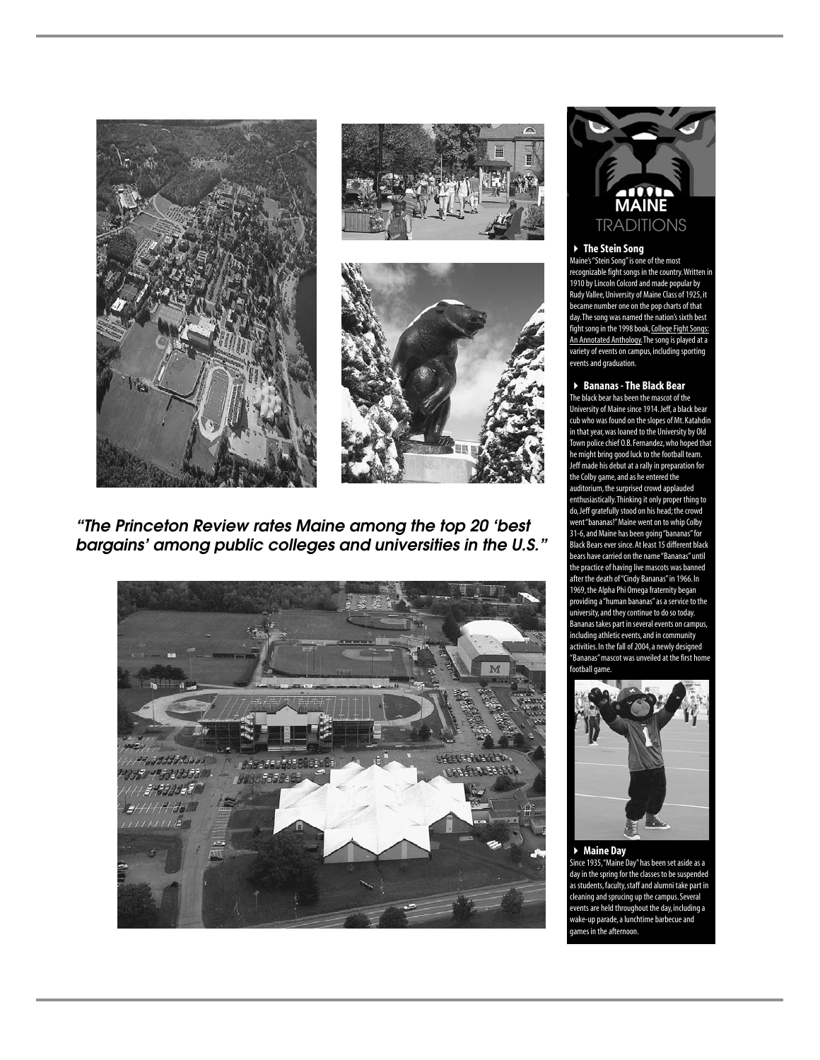*"The Princeton Review rates Maine among the top 20 'best bargains' among public colleges and universities in the U.S."*

## MAINE TRADITIONS

### The Stein Song

Maine's "Stein Song" is one of the most recognizable fight songs in the country. Written in 1910 by Lincoln Colcord and made popular by Rudy Vallee, University of Maine Class of 1925, it became number one on the pop charts of that day. The song was named the nation's sixth best fight song in the 1998 book, College Fight Songs: An Annotated Anthology. The song is played at a variety of events on campus, including sporting events and graduation.

### Bananas - The Black Bear

The black bear has been the mascot of the University of Maine since 1914. Jeff, a black bear cub who was found on the slopes of Mt. Katahdin in that year, was loaned to the University by Old Town police chief O.B. Fernandez, who hoped that he might bring good luck to the football team. Jeff made his debut at a rally in preparation for the Colby game, and as he entered the auditorium, the surprised crowd applauded enthusiastically. Thinking it only proper thing to do, Jeff gratefully stood on his head; the crowd went "bananas!" Maine went on to whip Colby 31-6, and Maine has been going "bananas" for Black Bears ever since. At least 15 different black bears have carried on the name "Bananas" until the practice of having live mascots was banned after the death of "Cindy Bananas" in 1966. In 1969, the Alpha Phi Omega fraternity began providing a "human bananas" as a service to the university, and they continue to do so today. Bananas takes part in several events on campus, including athletic events, and in community activities. In the fall of 2004, a newly designed "Bananas" mascot was unveiled at the first home football game.

### Maine Day

Since 1935, "Maine Day" has been set aside as a day in the spring for the classes to be suspended as students, faculty, staff and alumni take part in cleaning and sprucing up the campus. Several events are held throughout the day, including a wake-up parade, a lunchtime barbecue and games in the afternoon.